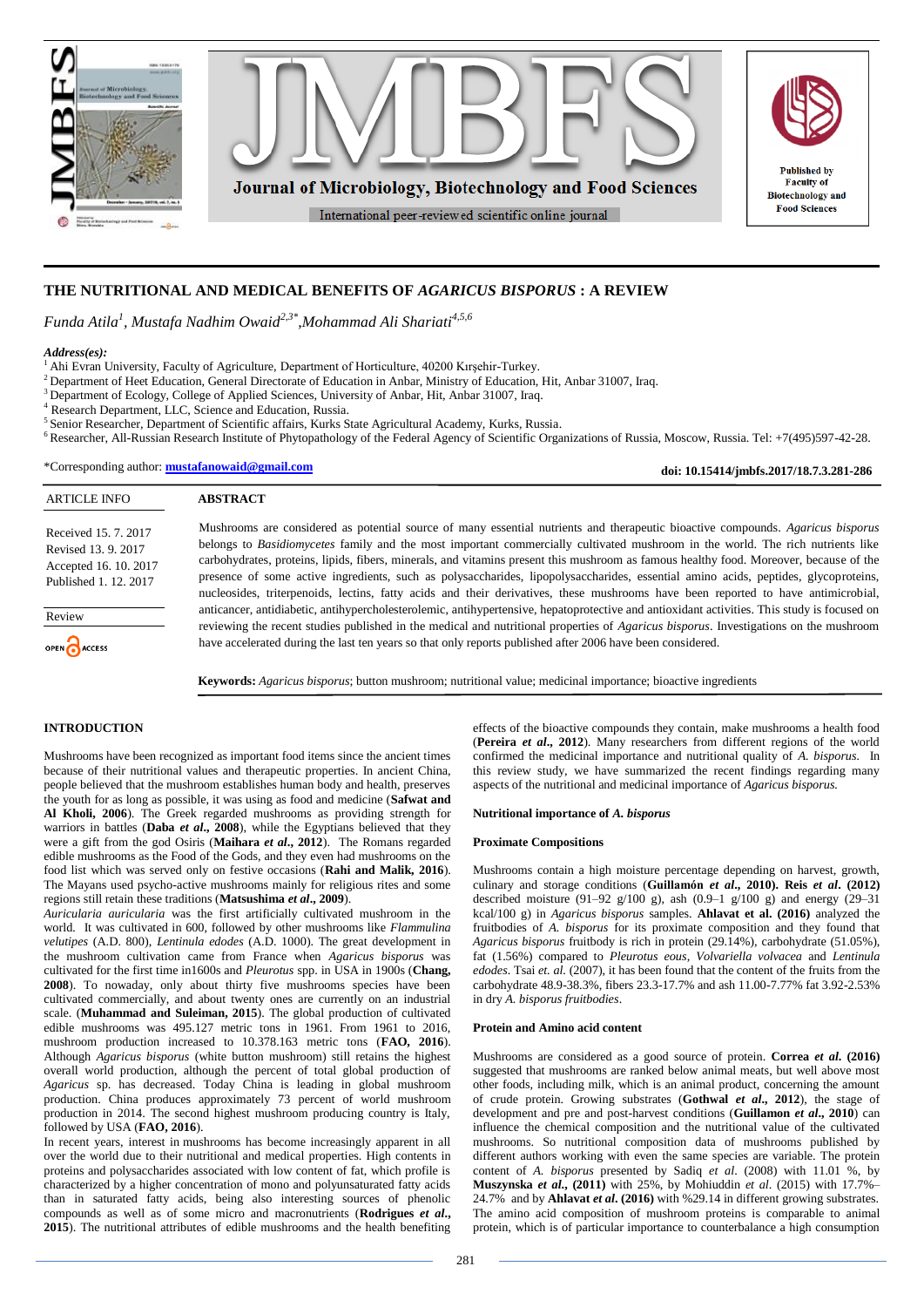# THE NUTRITIONAL AND MEDICAL BENEFITS OF *AGARICUS BISPORUS* : A REVIEW

*Funda Atila[1], Mustafa Nadhim Owaid[2,3*], Mohammad Ali Shariati[4,5,6]*

***Address(es):***

[1] Ahi Evran University, Faculty of Agriculture, Department of Horticulture, 40200 Kırşehir-Turkey.
[2] Department of Heet Education, General Directorate of Education in Anbar, Ministry of Education, Hit, Anbar 31007, Iraq.
[3] Department of Ecology, College of Applied Sciences, University of Anbar, Hit, Anbar 31007, Iraq.
[4] Research Department, LLC, Science and Education, Russia.
[5] Senior Researcher, Department of Scientific affairs, Kurks State Agricultural Academy, Kurks, Russia.
[6] Researcher, All-Russian Research Institute of Phytopathology of the Federal Agency of Scientific Organizations of Russia, Moscow, Russia. Tel: +7(495)597-42-28.

*Corresponding author: **mustafanowaid@gmail.com**

**doi: 10.15414/jmbfs.2017/18.7.3.281-286**

| ARTICLE INFO |
|---|
| Received 15. 7. 2017 |
| Revised 13. 9. 2017 |
| Accepted 16. 10. 2017 |
| Published 1. 12. 2017 |
| Review |

## ABSTRACT

Mushrooms are considered as potential source of many essential nutrients and therapeutic bioactive compounds. *Agaricus bisporus* belongs to *Basidiomycetes* family and the most important commercially cultivated mushroom in the world. The rich nutrients like carbohydrates, proteins, lipids, fibers, minerals, and vitamins present this mushroom as famous healthy food. Moreover, because of the presence of some active ingredients, such as polysaccharides, lipopolysaccharides, essential amino acids, peptides, glycoproteins, nucleosides, triterpenoids, lectins, fatty acids and their derivatives, these mushrooms have been reported to have antimicrobial, anticancer, antidiabetic, antihypercholesterolemic, antihypertensive, hepatoprotective and antioxidant activities. This study is focused on reviewing the recent studies published in the medical and nutritional properties of *Agaricus bisporus*. Investigations on the mushroom have accelerated during the last ten years so that only reports published after 2006 have been considered.

**Keywords:** *Agaricus bisporus*; button mushroom; nutritional value; medicinal importance; bioactive ingredients

## INTRODUCTION

Mushrooms have been recognized as important food items since the ancient times because of their nutritional values and therapeutic properties. In ancient China, people believed that the mushroom establishes human body and health, preserves the youth for as long as possible, it was using as food and medicine (**Safwat and Al Kholi, 2006**). The Greek regarded mushrooms as providing strength for warriors in battles (**Daba *et al*., 2008**), while the Egyptians believed that they were a gift from the god Osiris (**Maihara *et al*., 2012**). The Romans regarded edible mushrooms as the Food of the Gods, and they even had mushrooms on the food list which was served only on festive occasions (**Rahi and Malik, 2016**). The Mayans used psycho-active mushrooms mainly for religious rites and some regions still retain these traditions (**Matsushima *et al*., 2009**).

*Auricularia auricularia* was the first artificially cultivated mushroom in the world. It was cultivated in 600, followed by other mushrooms like *Flammulina velutipes* (A.D. 800), *Lentinula edodes* (A.D. 1000). The great development in the mushroom cultivation came from France when *Agaricus bisporus* was cultivated for the first time in1600s and *Pleurotus* spp. in USA in 1900s (**Chang, 2008**). To nowaday, only about thirty five mushrooms species have been cultivated commercially, and about twenty ones are currently on an industrial scale. (**Muhammad and Suleiman, 2015**). The global production of cultivated edible mushrooms was 495.127 metric tons in 1961. From 1961 to 2016, mushroom production increased to 10.378.163 metric tons (**FAO, 2016**). Although *Agaricus bisporus* (white button mushroom) still retains the highest overall world production, although the percent of total global production of *Agaricus* sp. has decreased. Today China is leading in global mushroom production. China produces approximately 73 percent of world mushroom production in 2014. The second highest mushroom producing country is Italy, followed by USA (**FAO, 2016**).

In recent years, interest in mushrooms has become increasingly apparent in all over the world due to their nutritional and medical properties. High contents in proteins and polysaccharides associated with low content of fat, which profile is characterized by a higher concentration of mono and polyunsaturated fatty acids than in saturated fatty acids, being also interesting sources of phenolic compounds as well as of some micro and macronutrients (**Rodrigues *et al*., 2015**). The nutritional attributes of edible mushrooms and the health benefiting effects of the bioactive compounds they contain, make mushrooms a health food (**Pereira *et al*., 2012**). Many researchers from different regions of the world confirmed the medicinal importance and nutritional quality of *A. bisporus*. In this review study, we have summarized the recent findings regarding many aspects of the nutritional and medicinal importance of *Agaricus bisporus.*

### Nutritional importance of *A. bisporus*

### Proximate Compositions

Mushrooms contain a high moisture percentage depending on harvest, growth, culinary and storage conditions (**Guillamón *et al*., 2010). Reis *et al*. (2012)** described moisture (91–92 g/100 g), ash (0.9–1 g/100 g) and energy (29–31 kcal/100 g) in *Agaricus bisporus* samples. **Ahlavat et al. (2016)** analyzed the fruitbodies of *A. bisporus* for its proximate composition and they found that *Agaricus bisporus* fruitbody is rich in protein (29.14%), carbohydrate (51.05%), fat (1.56%) compared to *Pleurotus eous, Volvariella volvacea* and *Lentinula edodes*. Tsai *et. al.* (2007), it has been found that the content of the fruits from the carbohydrate 48.9-38.3%, fibers 23.3-17.7% and ash 11.00-7.77% fat 3.92-2.53% in dry *A. bisporus fruitbodies*.

### Protein and Amino acid content

Mushrooms are considered as a good source of protein. **Correa *et al*. (2016)** suggested that mushrooms are ranked below animal meats, but well above most other foods, including milk, which is an animal product, concerning the amount of crude protein. Growing substrates (**Gothwal *et al*., 2012**), the stage of development and pre and post-harvest conditions (**Guillamon *et al*., 2010**) can influence the chemical composition and the nutritional value of the cultivated mushrooms. So nutritional composition data of mushrooms published by different authors working with even the same species are variable. The protein content of *A. bisporus* presented by Sadiq *et al*. (2008) with 11.01 %, by **Muszynska *et al*., (2011)** with 25%, by Mohiuddin *et al*. (2015) with 17.7%–24.7% and by **Ahlavat *et al*. (2016)** with %29.14 in different growing substrates. The amino acid composition of mushroom proteins is comparable to animal protein, which is of particular importance to counterbalance a high consumption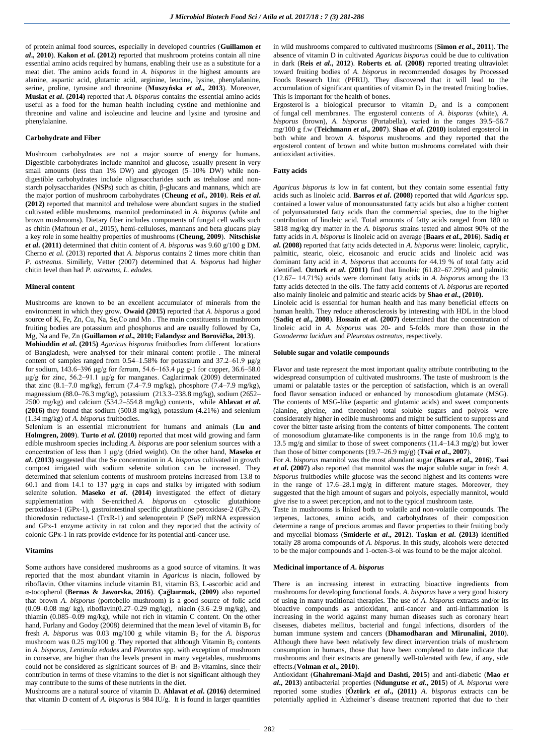of protein animal food sources, especially in developed countries (**Guillamon *et al*., 2010**). **Kakon *et al.* (2012)** reported that mushroom proteins contain all nine essential amino acids required by humans, enabling their use as a substitute for a meat diet. The amino acids found in *A. bisporus* in the highest amounts are alanine, aspartic acid, glutamic acid, arginine, leucine, lysine, phenylalanine, serine, proline, tyrosine and threonine (**Muszyńska *et al*., 2013**). Moreover, **Muslat *et al*. (2014)** reported that *A. bisporus* contains the essential amino acids useful as a food for the human health including cystine and methionine and threonine and valine and isoleucine and leucine and lysine and tyrosine and phenylalanine.

#### Carbohydrate and Fiber

Mushroom carbohydrates are not a major source of energy for humans. Digestible carbohydrates include mannitol and glucose, usually present in very small amounts (less than 1% DW) and glycogen (5–10% DW) while non-digestible carbohydrates include oligosaccharides such as trehalose and non-starch polysaccharides (NSPs) such as chitin, β-glucans and mannans, which are the major portion of mushroom carbohydrates (**Cheung *et al*., 2010**). **Reis *et al*. (2012)** reported that mannitol and trehalose were abundant sugars in the studied cultivated edible mushrooms, mannitol predominated in *A. bisporus* (white and brown mushrooms). Dietary fiber includes components of fungal cell walls such as chitin (Maftoun *et al*., 2015), hemi-celluloses, mannans and beta glucans play a key role in some healthy properties of mushrooms (**Cheung, 2009**). **Nitschiske *et al*. (2011)** determined that chitin content of *A. bisporus* was 9.60 g/100 g DM. Cherno *et al*. (2013) reported that *A. bisporus* contains 2 times more chitin than *P. ostreatus*. Similirly, Vetter (2007) determined that *A. bisporus* had higher chitin level than had *P. ostreatus, L. edodes.*

#### Mineral content

Mushrooms are known to be an excellent accumulator of minerals from the environment in which they grow. **Owaid (2015)** reported that *A. bisporus* a good source of K, Fe, Zn, Cu, Na, Se,Co and Mn . The main constituents in mushroom fruiting bodies are potassium and phosphorus and are usually followed by Ca, Mg, Na and Fe, Zn (**Guillamon *et al*., 2010; Falandysz and Borovička, 2013**).

**Mohiuddin *et al*. (2015)** *Agaricus bisporus* fruitbodies from different locations of Bangladesh, were analysed for their minaral content profile . The mineral content of samples ranged from 0.54–1.58% for potassium and 37.2–61.9 μg/g for sodium, 143.6–396 μg/g for ferrum, 54.6–163.4 μg g-1 for copper, 36.6–58.0 μg/g for zinc, 56.2–91.1 μg/g for manganes. Caglarirmak (2009) determinated that zinc (8.1–7.0 mg/kg), ferrum (7.4–7.9 mg/kg), phosphore (7.4–7.9 mg/kg), magnessium (88.0–76.3 mg/kg), potassium (213.3–238.8 mg/kg), sodium (2652–2500 mg/kg) and calcium (534.2–554.8 mg/kg) contents, while **Ahlavat *et al*. (2016)** they found that sodium (500.8 mg/kg), potassium (4.21%) and selenium (1.34 mg/kg) of *A. bisporus* fruitbodies.

Selenium is an essential micronutrient for humans and animals (**Lu and Holmgren, 2009**). **Turto *et al.* (2010)** reported that most wild growing and farm edible mushroom species including *A. bisporus* are poor selenium sources with a concentration of less than 1 μg/g (dried weight). On the other hand, **Maseko *et al*. (2013)** suggested that the Se concentration in *A. bisporus* cultivated in growth compost irrigated with sodium selenite solution can be increased. They determined that selenium contents of mushroom proteins increased from 13.8 to 60.1 and from 14.1 to 137 μg/g in caps and stalks by irrigated with sodium selenite solution. **Maseko *et al*. (2014)** investigated the effect of dietary supplementation with Se-enriched *A. bisporus* on cytosolic glutathione peroxidase-1 (GPx-1), gastrointestinal specific glutathione peroxidase-2 (GPx-2), thioredoxin reductase-1 (TrxR-1) and selenoprotein P (SeP) mRNA expression and GPx-1 enzyme activity in rat colon and they reported that the activity of colonic GPx-1 in rats provide evidence for its potential anti-cancer use.

#### Vitamins

Some authors have considered mushrooms as a good source of vitamins. It was reported that the most abundant vitamin in *Agaricus* is niacin, followed by riboflavin. Other vitamins include vitamin B1, vitamin B3, L-ascorbic acid and α-tocopherol (**Bernas & Jaworska, 2016**). **Çağlaırmak, (2009)** also reported that brown *A. bisporus* (portobello mushroom) is a good source of folic acid (0.09–0.08 mg/ kg), riboflavin(0.27–0.29 mg/kg), niacin (3.6–2.9 mg/kg), and thiamin (0.085–0.09 mg/kg), while not rich in vitamin C content. On the other hand, Furlany and Godoy (2008) determined that the mean level of vitamin $B_1$ for fresh *A. bisporus* was 0.03 mg/100 g while vitamin $B_2$ for the *A. bisporus* mushroom was 0.25 mg/100 g. They reported that although Vitamin $B_2$ contents in *A. bisporus, Lentinula edodes* and *Pleurotus* spp. with exception of mushroom in conserve, are higher than the levels present in many vegetables, mushrooms could not be considered as significant sources of $B_1$ and $B_2$ vitamins, since their contribution in terms of these vitamins to the diet is not significant although they may contribute to the sums of these nutrients in the diet.

Mushrooms are a natural source of vitamin D. **Ahlavat *et al*. (2016)** determined that vitamin D content of *A. bisporus* is 984 IU/g. It is found in larger quantities in wild mushrooms compared to cultivated mushrooms (**Simon *et al*., 2011**). The absence of vitamin D in cultivated *Agaricus bisporus* could be due to cultivation in dark (**Reis *et al*., 2012**). **Roberts *et. al.* (2008)** reported treating ultraviolet toward fruiting bodies of *A. bisporus* in recommended dosages by Processed Foods Research Unit (PFRU). They discovered that it will lead to the accumulation of significant quantities of vitamin $D_2$ in the treated fruiting bodies. This is important for the health of bones.

Ergosterol is a biological precursor to vitamin $D_2$ and is a component of fungal cell membranes. The ergosterol contents of *A. bisporus* (white), *A. bisporus* (brown), *A. bisporus* (Portabella), varied in the ranges 39.5–56.7 mg/100 g f.w (**Teichmann *et al*., 2007**). **Shao *et al*. (2010)** isolated ergosterol in both white and brown *A. bisporus* mushrooms and they reported that the ergosterol content of brown and white button mushrooms correlated with their antioxidant activities.

#### Fatty acids

*Agaricus bisporus is* low in fat content, but they contain some essential fatty acids such as linoleic acid. **Barros *et al*. (2008)** reported that wild *Agaricus* spp. contained a lower value of monounsaturated fatty acids but also a higher content of polyunsaturated fatty acids than the commercial species, due to the higher contribution of linoleic acid. Total amounts of fatty acids ranged from 180 to 5818 mg/kg dry matter in the *A. bisporus* strains tested and almost 90% of the fatty acids in *A. bisporus* is linoleic acid on average (**Baars *et al*., 2016**). **Sadiq *et al*. (2008)** reported that fatty acids detected in *A. bisporus* were: linoleic, caprylic, palmitic, stearic, oleic, eicosanoic and erucic acids and linoleic acid was dominant fatty acid in *A. bisporus* that accounts for 44.19 % of total fatty acid identified. **Ozturk *et al*. (2011)** find that linoleic (61.82–67.29%) and palmitic (12.67– 14.71%) acids were dominant fatty acids in *A. bisporus* among the 13 fatty acids detected in the oils. The fatty acid contents of *A. bisporus* are reported also mainly linoleic and palmitic and stearic acids by **Shao *et al*., (2010).**

Linoleic acid is essential for human health and has many beneficial effects on human health. They reduce atherosclerosis by interesting with HDL in the blood (**Sadiq *et al*., 2008**). **Hossain *et al*. (2007)** determined that the concentration of linoleic acid in *A. bisporus* was 20- and 5-folds more than those in the *Ganoderma lucidum* and *Pleurotus ostreatus*, respectively.

#### Soluble sugar and volatile compounds

Flavor and taste represent the most important quality attribute contributing to the widespread consumption of cultivated mushrooms. The taste of mushroom is the umami or palatable tastes or the perception of satisfaction, which is an overall food flavor sensation induced or enhanced by monosodium glutamate (MSG). The contents of MSG-like (aspartic and glutamic acids) and sweet components (alanine, glycine, and threonine) total soluble sugars and polyols were considerately higher in edible mushrooms and might be sufficient to suppress and cover the bitter taste arising from the contents of bitter components. The content of monosodium glutamate-like components is in the range from 10.6 mg/g to 13.5 mg/g and similar to those of sweet components (11.4–14.3 mg/g) but lower than those of bitter components (19.7–26.9 mg/g) (**Tsai *et al*., 2007**).

For *A. bisporus* mannitol was the most abundant sugar (**Baars *et al*., 2016**). **Tsai *et al*. (2007)** also reported that mannitol was the major soluble sugar in fresh *A. bisporus* fruitbodies while glucose was the second highest and its contents were in the range of 17.6–28.1 mg/g in different mature stages. Moreover, they suggested that the high amount of sugars and polyols, especially mannitol, would give rise to a sweet perception, and not to the typical mushroom taste.

Taste in mushrooms is linked both to volatile and non-volatile compounds. The terpenes, lactones, amino acids, and carbohydrates of their composition determine a range of precious aromas and flavor properties to their fruiting body and mycelial biomass (**Smiderle *et al*., 2012**). **Taşkın *et al*. (2013)** identified totally 28 aroma compounds of *A. bisporus*. In this study, alcohols were detected to be the major compounds and 1-octen-3-ol was found to be the major alcohol.

#### Medicinal importance of *A. bisporus*

There is an increasing interest in extracting bioactive ingredients from mushrooms for developing functional foods. *A. bisporus* have a very good history of using in many traditional therapies. The use of *A. bisporus* extracts and/or its bioactive compounds as antioxidant, anti-cancer and anti-inflammation is increasing in the world against many human diseases such as coronary heart diseases, diabetes mellitus, bacterial and fungal infections, disorders of the human immune system and cancers (**Dhamodharan and Mirunalini, 2010**). Although there have been relatively few direct intervention trials of mushroom consumption in humans, those that have been completed to date indicate that mushrooms and their extracts are generally well-tolerated with few, if any, side effects.(**Volman *et al*., 2010**).

Antioxidant (**Ghahremani-Majd and Dashti, 2015**) and anti-diabetic (**Mao *et al*., 2013**) antibacterial properties (**Ndungutse *et al*., 2015**) of *A. bisporus* were reported some studies (**Öztürk *et al*., (2011)** *A. bisporus* extracts can be potentially applied in Alzheimer's disease treatment reported that due to their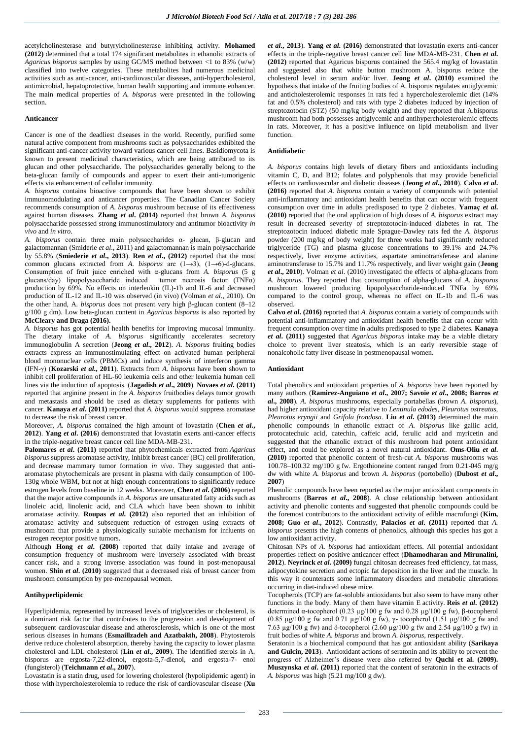acetylcholinesterase and butyrylcholinesterase inhibiting activity. **Mohamed (2012)** determined that a total 174 significant metabolites in ethanolic extracts of *Agaricus bisporus* samples by using GC/MS method between <1 to 83% (w/w) classified into twelve categories. These metabolites had numerous medicinal activities such as anti-cancer, anti-cardiovascular diseases, anti-hypercholesterol, antimicrobial, hepatoprotective, human health supporting and immune enhancer. The main medical properties of *A. bisporus* were presented in the following section.

#### Anticancer

Cancer is one of the deadliest diseases in the world. Recently, purified some natural active component from mushrooms such as polysaccharides exhibited the significant anti-cancer activity toward various cancer cell lines. Basidiomycota is known to present medicinal characteristics, which are being attributed to its glucan and other polysaccharide. The polysaccharides generally belong to the beta-glucan family of compounds and appear to exert their anti-tumorigenic effects via enhancement of cellular immunity.

*A. bisporus* contains bioactive compounds that have been shown to exhibit immunomodulating and anticancer properties. The Canadian Cancer Society recommends consumption of *A. bisporus* mushroom because of its effectiveness against human diseases. **Zhang *et al*. (2014)** reported that brown *A. bisporus* polysaccharide possessed strong immunostimulatory and antitumor bioactivity *in vivo* and *in vitro*.

*A. bisporus* contain three main polysaccharides α- glucan, β-glucan and galactomannan (Smiderie *et al*., 2011) and galactomannan is main polysaccharide by 55.8% (**Smiederie *et al*., 2013**). **Ren *et al*., (2012)** reported that the most common glucans extracted from *A. bisporus* are (1→3), (1→6)-d-glucans. Consumption of fruit juice enriched with α-glucans from *A. bisporus* (5 g glucans/day) lipopolysaccharide induced tumor necrosis factor (TNFα) production by 69%. No effects on interleukin (IL)-1b and IL-6 and decreased production of IL-12 and IL-10 was observed (in vivo) (Volman *et al*., 2010). On the other hand, *A. bisporus* does not present very high β-glucan content (8–12 g/100 g dm). Low beta-glucan content in *Agaricus bisporus* is also reported by **McCleary and Draga (2016).**

*A. bisporus* has got potential health benefits for improving mucosal immunity. The dietary intake of *A. bisporus* significantly accelerates secretory immunoglobulin A secretion (**Jeong *et al*., 2012**). *A. bisporus* fruiting bodies extracts express an immunostimulating effect on activated human peripheral blood mononuclear cells (PBMCs) and induce synthesis of interferon gamma (IFN-γ) (**Kozarski *et al*., 2011**). Extracts from *A. bisporus* have been shown to inhibit cell proliferation of HL-60 leukemia cells and other leukemia human cell lines via the induction of apoptosis. (**Jagadish *et al*., 2009**). **Novaes *et al*. (2011)** reported that arginine present in the *A. bisporus* fruitbodies delays tumor growth and metastasis and should be used as dietary supplements for patients with cancer. **Kanaya *et al*. (2011)** reported that *A. bisporus* would suppress aromatase to decrease the risk of breast cancer.

Moreover, *A. bisporus* contained the high amount of lovastatin (**Chen *et al*., 2012**). **Yang *et al*. (2016**) demonstrated that lovastatin exerts anti-cancer effects in the triple-negative breast cancer cell line MDA-MB-231.

**Palomares *et al*. (2011)** reported that phytochemicals extracted from *Agaricus bisporus* suppress aromatase activity, inhibit breast cancer (BC) cell proliferation, and decrease mammary tumor formation *in vivo*. They suggested that anti-aromatase phytochemicals are present in plasma with daily consumption of 100-130g whole WBM, but not at high enough concentrations to significantly reduce estrogen levels from baseline in 12 weeks. Moreover, **Chen *et al*. (2006)** reported that the major active compounds in *A. bisporus* are unsaturated fatty acids such as linoleic acid, linolenic acid, and CLA which have been shown to inhibit aromatase activity. **Roupas *et al*. (2012)** also reported that an inhibition of aromatase activity and subsequent reduction of estrogen using extracts of mushroom that provide a physiologically suitable mechanism for influents on estrogen receptor positive tumors.

Although **Hong *et al*. (2008)** reported that daily intake and average of consumption frequency of mushroom were inversely associated with breast cancer risk, and a strong inverse association was found in post-menopausal women. **Shin *et al*. (2010)** suggested that a decreased risk of breast cancer from mushroom consumption by pre-menopausal women.

#### Antihyperlipidemic

Hyperlipidemia, represented by increased levels of triglycerides or cholesterol, is a dominant risk factor that contributes to the progression and development of subsequent cardiovascular disease and atherosclerosis, which is one of the most serious diseases in humans (**Esmaillzadeh and Azatbakth, 2008**). Phytosterols derive reduce cholesterol absorption, thereby having the capacity to lower plasma cholesterol and LDL cholesterol (**Lin *et al*., 2009**). The identified sterols in A. bisporus are ergosta-7,22-dienol, ergosta-5,7-dienol, and ergosta-7- enol (fungisterol) (**Teichmann *et al*., 2007**).

Lovastatin is a statin drug, used for lowering cholesterol (hypolipidemic agent) in those with hypercholesterolemia to reduce the risk of cardiovascular disease (**Xu *et al*., 2013**). **Yang *et al*. (2016)** demonstrated that lovastatin exerts anti-cancer effects in the triple-negative breast cancer cell line MDA-MB-231. **Chen *et al*. (2012)** reported that Agaricus bisporus contained the 565.4 mg/kg of lovastatin and suggested also that white button mushroom A. bisporus reduce the cholesterol level in serum and/or liver. **Jeong *et al*. (2010)** examined the hypothesis that intake of the fruiting bodies of A. bisporus regulates antiglycemic and anticholesterolemic responses in rats fed a hypercholesterolemic diet (14% fat and 0.5% cholesterol) and rats with type 2 diabetes induced by injection of streptozotocin (STZ) (50 mg/kg body weight) and they reported that A.bisporus mushroom had both possesses antiglycemic and antihypercholesterolemic effects in rats. Moreover, it has a positive influence on lipid metabolism and liver function.

#### Antidiabetic

*A. bisporus* contains high levels of dietary fibers and antioxidants including vitamin C, D, and B12; folates and polyphenols that may provide beneficial effects on cardiovascular and diabetic diseases (**Jeong *et al*., 2010**). **Calvo *et al*. (2016)** reported that *A. bisporus* contain a variety of compounds with potential anti-inflammatory and antioxidant health benefits that can occur with frequent consumption over time in adults predisposed to type 2 diabetes. **Yamaç *et al*. (2010)** reported that the oral application of high doses of *A. bisporus* extract may result in decreased severity of streptozotocin-induced diabetes in rat. The streptozotocin induced diabetic male Sprague-Dawley rats fed the *A. bisporus* powder (200 mg/kg of body weight) for three weeks had significantly reduced triglyceride (TG) and plasma glucose concentrations to 39.1% and 24.7% respectively, liver enzyme activities, aspartate aminotransferase and alanine aminotransferase to 15.7% and 11.7% respectively, and liver weight gain (**Jeong *et al*., 2010**). Volman *et al*. (2010) investigated the effects of alpha-glucans from *A. bisporus*. They reported that consumption of alpha-glucans of *A. bisporus* mushroom lowered producing lipopolysaccharide-induced TNFa by 69% compared to the control group, whereas no effect on IL-1b and IL-6 was observed.

**Calvo *et al*. (2016)** reported that *A. bisporus* contain a variety of compounds with potential anti-inflammatory and antioxidant health benefits that can occur with frequent consumption over time in adults predisposed to type 2 diabetes. **Kanaya *et al*. (2011)** suggested that *Agaricus bisporus* intake may be a viable dietary choice to prevent liver steatosis, which is an early reversible stage of nonalcoholic fatty liver disease in postmenopausal women.

#### Antioxidant

Total phenolics and antioxidant properties of *A. bisporus* have been reported by many authors (**Ramirez-Anguiano *et al*., 2007; Savoie *et al*., 2008; Barros *et al*., 2008**). *A. bisporus* mushrooms, especially portabellas (brown *A. bisporus*), had higher antioxidant capacity relative to *Lentinula edodes*, *Pleurotus ostreatus*, *Pleurotus eryngii* and *Grifola frondosa*. **Liu *et al*. (2013)** determined the main phenolic compounds in ethanolic extract of *A. bisporus* like gallic acid, protocatechuic acid, catechin, caffeic acid, ferulic acid and myricetin and suggested that the ethanolic extract of this mushroom had potent antioxidant effect, and could be explored as a novel natural antioxidant. **Oms-Oliu *et al*. (2010)** reported that phenolic content of fresh-cut *A. bisporus* mushrooms was 100.78–100.32 mg/100 g fw. Ergothioneine content ranged from 0.21-045 mg/g dw while *A. bisporus* and brown *A. bisporus* (portobello) (**Dubost *et al*., 2007**)

Phenolic compounds have been reported as the major antioxidant components in mushrooms (**Barros *et al*., 2008**). A close relationship between antioxidant activity and phenolic contents and suggested that phenolic compounds could be the foremost contributors to the antioxidant activity of edible macrofungi (**Kim, 2008; Guo *et al*., 2012**). Contrastly, **Palacios *et al*. (2011)** reported that *A. bisporus* presents the high contents of phenolics, although this species has got a low antioxidant activity.

Chitosan NPs of *A. bisporus* had antioxidant effects. All potential antioxidant properties reflect on positive anticancer effect (**Dhamodharan and Mirunalini, 2012**). **Neyrinck *et al*. (2009)** fungal chitosan decreases feed efficiency, fat mass, adipocytokine secretion and ectopic fat deposition in the liver and the muscle. In this way it counteracts some inflammatory disorders and metabolic alterations occurring in diet-induced obese mice.

Tocopherols (TCP) are fat-soluble antioxidants but also seem to have many other functions in the body. Many of them have vitamin E activity. **Reis *et al*. (2012)** determined α-tocopherol (0.23 µg/100 g fw and 0.28 µg/100 g fw), β-tocopherol (0.85 µg/100 g fw and 0.71 µg/100 g fw), γ- tocopherol (1.51 µg/100 g fw and 7.63 µg/100 g fw) and δ-tocopherol (2.60 µg/100 g fw and 2.54 µg/100 g fw) in fruit bodies of white *A. bisporus* and brown *A. bisporus*, respectively.

Seratonin is a biochemical compound that has got antioxidant ability (**Sarikaya and Gulcin, 2013**). Antioxidant actions of seratonin and its ability to prevent the progress of Alzheimer's disease were also referred by **Quchi et al. (2009). Muszynska *et al*. (2011)** reported that the content of seratonin in the extracts of *A. bisporus* was high (5.21 mg/100 g dw).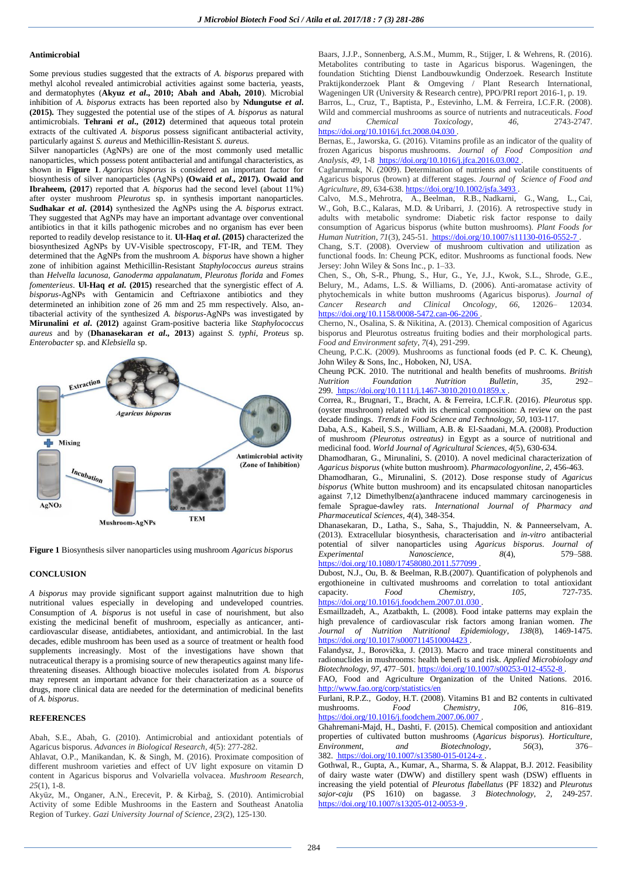### Antimicrobial

Some previous studies suggested that the extracts of *A. bisporus* prepared with methyl alcohol revealed antimicrobial activities against some bacteria, yeasts, and dermatophytes (**Akyuz *et al*., 2010; Abah and Abah, 2010**). Microbial inhibition of *A. bisporus* extracts has been reported also by **Ndungutse *et al*. (2015).** They suggested the potential use of the stipes of *A. bisporus* as natural antimicrobials. **Tehrani *et al*., (2012)** determined that aqueous total protein extracts of the cultivated *A. bisporus* possess significant antibacterial activity, particularly against *S. aureus* and Methicillin-Resistant *S. aureus.*

Silver nanoparticles (AgNPs) are one of the most commonly used metallic nanoparticles, which possess potent antibacterial and antifungal characteristics, as shown in **Figure 1**. *Agaricus bisporus* is considered an important factor for biosynthesis of silver nanoparticles (AgNPs) **(Owaid *et al*., 2017). Owaid and Ibraheem, (2017)** reported that *A. bisporus* had the second level (about 11%) after oyster mushroom *Pleurotus* sp. in synthesis important nanoparticles. **Sudhakar *et al*. (2014)** synthesized the AgNPs using the *A. bisporus* extract. They suggested that AgNPs may have an important advantage over conventional antibiotics in that it kills pathogenic microbes and no organism has ever been reported to readily develop resistance to it. **Ul-Haq *et al*. (2015)** characterized the biosynthesized AgNPs by UV-Visible spectroscopy, FT-IR, and TEM. They determined that the AgNPs from the mushroom *A. bisporus* have shown a higher zone of inhibition against Methicillin-Resistant *Staphylococcus aureus* strains than *Helvella lacunosa, Ganoderma appalanatum, Pleurotus florida* and *Fomes fomenterieus*. **Ul-Haq *et al*. (2015)** researched that the synergistic effect of *A. bisporus*-AgNPs with Gentamicin and Ceftriaxone antibiotics and they determineted an inhibition zone of 26 mm and 25 mm respectively. Also, antibacterial activity of the synthesized *A. bisporus*-AgNPs was investigated by **Mirunalini *et al*. (2012)** against Gram-positive bacteria like *Staphylococcus aureus* and by (**Dhanasekaran *et al*., 2013**) against *S. typhi, Proteus* sp. *Enterobacter* sp. and *Klebsiella* sp.

**Figure 1** Biosynthesis silver nanoparticles using mushroom *Agaricus bisporus*

### CONCLUSION

*A bisporus* may provide significant support against malnutrition due to high nutritional values especially in developing and undeveloped countries. Consumption of *A. bisporus* is not useful in case of nourishment, but also existing the medicinal benefit of mushroom, especially as anticancer, anti-cardiovascular disease, antidiabetes, antioxidant, and antimicrobial. In the last decades, edible mushroom has been used as a source of treatment or health food supplements increasingly. Most of the investigations have shown that nutraceutical therapy is a promising source of new therapeutics against many life-threatening diseases. Although bioactive molecules isolated from *A. bisporus* may represent an important advance for their characterization as a source of drugs, more clinical data are needed for the determination of medicinal benefits of *A. bisporus*.

### REFERENCES

Abah, S.E., Abah, G. (2010). Antimicrobial and antioxidant potentials of Agaricus bisporus. *Advances in Biological Research*, *4*(5): 277-282.

Ahlavat, O.P., Manikandan, K. & Singh, M. (2016). Proximate composition of different mushroom varieties and effect of UV light exposure on vitamin D content in Agaricus bisporus and Volvariella volvacea. *Mushroom Research*, *25*(1), 1-8.

Akyüz, M., Onganer, A.N., Erecevit, P. & Kirbağ, S. (2010). Antimicrobial Activity of some Edible Mushrooms in the Eastern and Southeast Anatolia Region of Turkey. *Gazi University Journal of Science*, *23*(2), 125-130.

Baars, J.J.P., Sonnenberg, A.S.M., Mumm, R., Stijger, I. & Wehrens, R. (2016). Metabolites contributing to taste in Agaricus bisporus. Wageningen, the foundation Stichting Dienst Landbouwkundig Onderzoek. Research Institute Praktijkonderzoek Plant & Omgeving / Plant Research International, Wageningen UR (University & Research centre), PPO/PRI report 2016-1, p. 19.

Barros, L., Cruz, T., Baptista, P., Estevinho, L.M. & Ferreira, I.C.F.R. (2008). Wild and commercial mushrooms as source of nutrients and nutraceuticals. *Food and Chemical Toxicology*, *46*, 2743-2747. https://doi.org/10.1016/j.fct.2008.04.030

Bernas, E., Jaworska, G. (2016). Vitamins profile as an indicator of the quality of frozen Agaricus bisporus mushrooms. *Journal of Food Composition and Analysis*, *49*, 1-8 https://doi.org/10.1016/j.jfca.2016.03.002

Caglarırmak, N. (2009). Determination of nutrients and volatile constituents of Agaricus bisporus (brown) at different stages. *Journal of Science of Food and Agriculture*, *89*, 634-638. https://doi.org/10.1002/jsfa.3493

Calvo, M.S., Mehrotra, A., Beelman, R.B., Nadkarni, G., Wang, L., Cai, W., Goh, B.C., Kalaras, M.D. & Uribarri, J. (2016). A retrospective study in adults with metabolic syndrome: Diabetic risk factor response to daily consumption of Agaricus bisporus (white button mushrooms). *Plant Foods for Human Nutrition*, *71*(3), 245-51. https://doi.org/10.1007/s11130-016-0552-7

Chang, S.T. (2008). Overview of mushroom cultivation and utilization as functional foods. In: Cheung PCK, editor. Mushrooms as functional foods. New Jersey: John Wiley & Sons Inc., p. 1–33.

Chen, S., Oh, S-R., Phung, S., Hur, G., Ye, J.J., Kwok, S.L., Shrode, G.E., Belury, M., Adams, L.S. & Williams, D. (2006). Anti-aromatase activity of phytochemicals in white button mushrooms (Agaricus bisporus). *Journal of Cancer Research and Clinical Oncology*, *66*, 12026– 12034. https://doi.org/10.1158/0008-5472.can-06-2206

Cherno, N., Osalina, S. & Nikitina, A. (2013). Chemical composition of Agaricus bisporus and Pleurotus ostreatus fruiting bodies and their morphological parts. *Food and Environment safety*, *7*(4), 291-299.

Cheung, P.C.K. (2009). Mushrooms as functional foods (ed P. C. K. Cheung), John Wiley & Sons, Inc., Hoboken, NJ, USA.

Cheung PCK. 2010. The nutritional and health benefits of mushrooms. *British Nutrition Foundation Nutrition Bulletin*, *35*, 292–299. https://doi.org/10.1111/j.1467-3010.2010.01859.x

Correa, R., Brugnari, T., Bracht, A. & Ferreira, I.C.F.R. (2016). *Pleurotus* spp. (oyster mushroom) related with its chemical composition: A review on the past decade findings. *Trends in Food Science and Technology*, *50*, 103-117.

Daba, A.S., Kabeil, S.S., William, A.B. & El-Saadani, M.A. (2008). Production of mushroom *(Pleurotus ostreatus)* in Egypt as a source of nutritional and medicinal food. *World Journal of Agricultural Sciences*, *4*(5), 630-634.

Dhamodharan, G., Mirunalini, S. (2010). A novel medicinal characterization of *Agaricus bisporus* (white button mushroom). *Pharmacologyonline*, *2*, 456-463.

Dhamodharan, G., Mirunalini, S. (2012). Dose response study of *Agaricus bisporus* (White button mushroom) and its encapsulated chitosan nanoparticles against 7,12 Dimethylbenz(a)anthracene induced mammary carcinogenesis in female Sprague-dawley rats. *International Journal of Pharmacy and Pharmaceutical Sciences*, *4*(4), 348-354.

Dhanasekaran, D., Latha, S., Saha, S., Thajuddin, N. & Panneerselvam, A. (2013). Extracellular biosynthesis, characterisation and *in-vitro* antibacterial potential of silver nanoparticles using *Agaricus bisporus*. *Journal of Experimental Nanoscience*, *8*(4), 579–588. https://doi.org/10.1080/17458080.2011.577099

Dubost, N.J., Ou, B. & Beelman, R.B.(2007). Quantification of polyphenols and ergothioneine in cultivated mushrooms and correlation to total antioxidant capacity. *Food Chemistry*, *105*, 727-735. https://doi.org/10.1016/j.foodchem.2007.01.030

Esmaillzadeh, A., Azatbakth, L. (2008). Food intake patterns may explain the high prevalence of cardiovascular risk factors among Iranian women. *The Journal of Nutrition Nutritional Epidemiology*, *138*(8), 1469-1475. https://doi.org/10.1017/s0007114510004423

Falandysz, J., Borovička, J. (2013). Macro and trace mineral constituents and radionuclides in mushrooms: health benefi ts and risk. *Applied Microbiology and Biotechnology*, *97*, 477–501. https://doi.org/10.1007/s00253-012-4552-8

FAO, Food and Agriculture Organization of the United Nations. 2016. http://www.fao.org/corp/statistics/en

Furlani, R.P.Z., Godoy, H.T. (2008). Vitamins B1 and B2 contents in cultivated mushrooms. *Food Chemistry*, *106*, 816–819. https://doi.org/10.1016/j.foodchem.2007.06.007

Ghahremani-Majd, H., Dashti, F. (2015). Chemical composition and antioxidant properties of cultivated button mushrooms (*Agaricus bisporus*). *Horticulture, Environment, and Biotechnology*, *56*(3), 376–382. https://doi.org/10.1007/s13580-015-0124-z

Gothwal, R., Gupta, A., Kumar, A., Sharma, S. & Alappat, B.J. 2012. Feasibility of dairy waste water (DWW) and distillery spent wash (DSW) effluents in increasing the yield potential of *Pleurotus flabellatus* (PF 1832) and *Pleurotus sajor-caju* (PS 1610) on bagasse. *3 Biotechnology*, *2*, 249-257. https://doi.org/10.1007/s13205-012-0053-9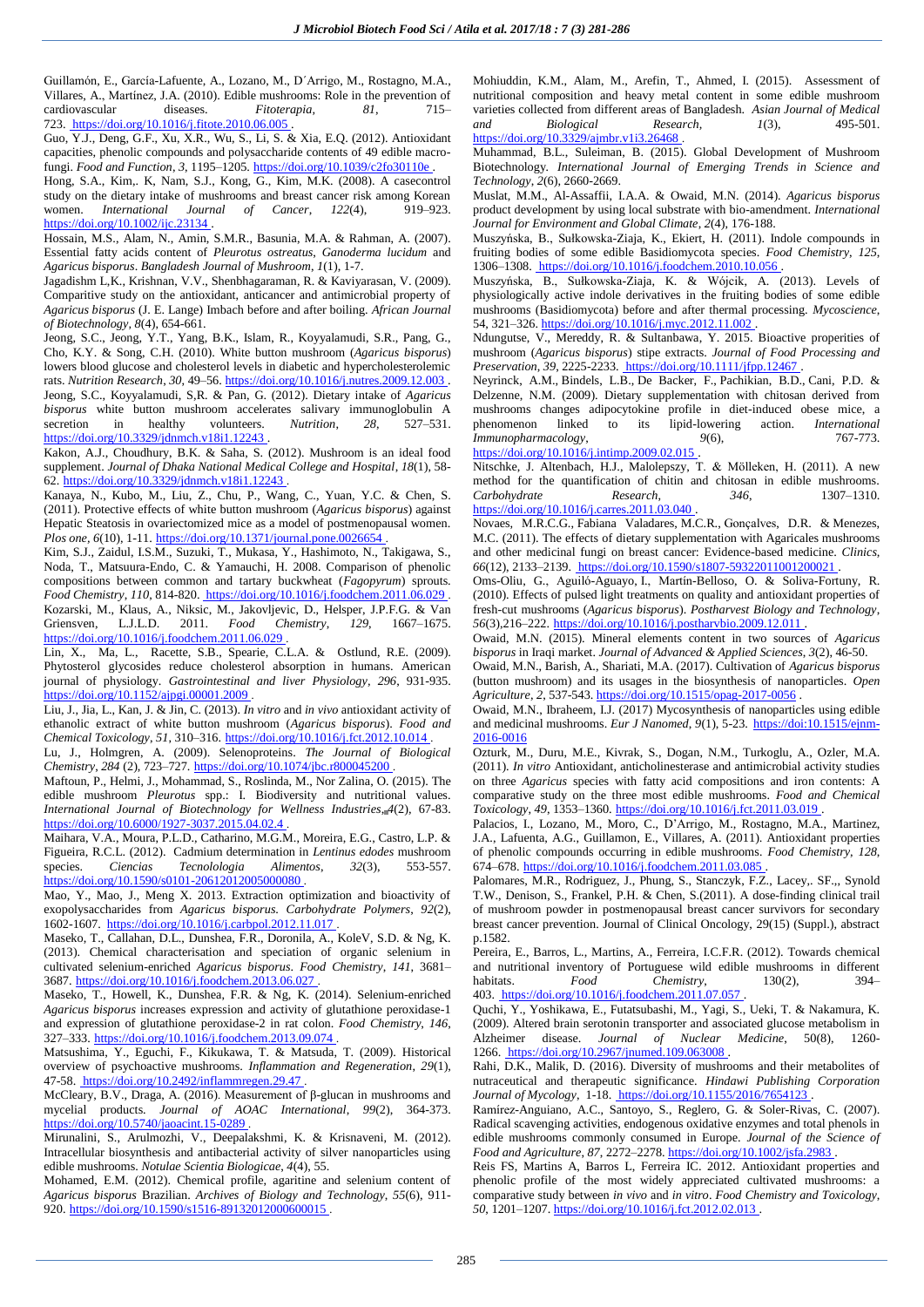Guillamón, E., García-Lafuente, A., Lozano, M., D´Arrigo, M., Rostagno, M.A., Villares, A., Martínez, J.A. (2010). Edible mushrooms: Role in the prevention of cardiovascular diseases. *Fitoterapia*, *81*, 715–723. https://doi.org/10.1016/j.fitote.2010.06.005 .

Guo, Y.J., Deng, G.F., Xu, X.R., Wu, S., Li, S. & Xia, E.Q. (2012). Antioxidant capacities, phenolic compounds and polysaccharide contents of 49 edible macro-fungi. *Food and Function*, *3*, 1195–1205. https://doi.org/10.1039/c2fo30110e .

Hong, S.A., Kim,. K, Nam, S.J., Kong, G., Kim, M.K. (2008). A casecontrol study on the dietary intake of mushrooms and breast cancer risk among Korean women. *International Journal of Cancer*, *122*(4), 919–923. https://doi.org/10.1002/ijc.23134 .

Hossain, M.S., Alam, N., Amin, S.M.R., Basunia, M.A. & Rahman, A. (2007). Essential fatty acids content of *Pleurotus ostreatus*, *Ganoderma lucidum* and *Agaricus bisporus*. *Bangladesh Journal of Mushroom*, *1*(1), 1-7.

Jagadishm L,K., Krishnan, V.V., Shenbhagaraman, R. & Kaviyarasan, V. (2009). Comparitive study on the antioxidant, anticancer and antimicrobial property of *Agaricus bisporus* (J. E. Lange) Imbach before and after boiling. *African Journal of Biotechnology*, *8*(4), 654-661.

Jeong, S.C., Jeong, Y.T., Yang, B.K., Islam, R., Koyyalamudi, S.R., Pang, G., Cho, K.Y. & Song, C.H. (2010). White button mushroom (*Agaricus bisporus*) lowers blood glucose and cholesterol levels in diabetic and hypercholesterolemic rats. *Nutrition Research*, *30*, 49–56. https://doi.org/10.1016/j.nutres.2009.12.003 .

Jeong, S.C., Koyyalamudi, S,R. & Pan, G. (2012). Dietary intake of *Agaricus bisporus* white button mushroom accelerates salivary immunoglobulin A secretion in healthy volunteers. *Nutrition*, *28*, 527–531. https://doi.org/10.3329/jdnmch.v18i1.12243 .

Kakon, A.J., Choudhury, B.K. & Saha, S. (2012). Mushroom is an ideal food supplement. *Journal of Dhaka National Medical College and Hospital*, *18*(1), 58-62. https://doi.org/10.3329/jdnmch.v18i1.12243 .

Kanaya, N., Kubo, M., Liu, Z., Chu, P., Wang, C., Yuan, Y.C. & Chen, S. (2011). Protective effects of white button mushroom (*Agaricus bisporus*) against Hepatic Steatosis in ovariectomized mice as a model of postmenopausal women. *Plos one*, *6*(10), 1-11. https://doi.org/10.1371/journal.pone.0026654 .

Kim, S.Y., Zaidul, I.S.M., Suzuki, T., Mukasa, Y., Hashimoto, N., Takigawa, S., Noda, T., Matsuura-Endo, C. & Yamauchi, H. 2008. Comparison of phenolic compositions between common and tartary buckwheat (*Fagopyrum*) sprouts. *Food Chemistry*, *110*, 814-820. https://doi.org/10.1016/j.foodchem.2011.06.029 .

Kozarski, M., Klaus, A., Niksic, M., Jakovljevic, D., Helsper, J.P.F.G. & Van Griensven, L.J.L.D. 2011. *Food Chemistry*, *129*, 1667–1675. https://doi.org/10.1016/j.foodchem.2011.06.029 .

Lin, X., Ma, L., Racette, S.B., Spearie, C.L.A. & Ostlund, R.E. (2009). Phytosterol glycosides reduce cholesterol absorption in humans. American journal of physiology. *Gastrointestinal and liver Physiology*, *296*, 931-935. https://doi.org/10.1152/ajpgi.00001.2009 .

Liu, J., Jia, L., Kan, J. & Jin, C. (2013). *In vitro* and *in vivo* antioxidant activity of ethanolic extract of white button mushroom (*Agaricus bisporus*). *Food and Chemical Toxicology*, *51*, 310–316. https://doi.org/10.1016/j.fct.2012.10.014 .

Lu, J., Holmgren, A. (2009). Selenoproteins. *The Journal of Biological Chemistry*, *284* (2), 723–727. https://doi.org/10.1074/jbc.r800045200 .

Maftoun, P., Helmi, J., Mohammad, S., Roslinda, M., Nor Zalina, O. (2015). The edible mushroom *Pleurotus* spp.: I. Biodiversity and nutritional values. *International Journal of Biotechnology for Wellness Industries*, *4*(2), 67-83. https://doi.org/10.6000/1927-3037.2015.04.02.4 .

Maihara, V.A., Moura, P.L.D., Catharino, M.G.M., Moreira, E.G., Castro, L.P. & Figueira, R.C.L. (2012). Cadmium determination in *Lentinus edodes* mushroom species. *Ciencias Tecnolologia Alimentos*, *32*(3), 553-557. https://doi.org/10.1590/s0101-20612012005000080 .

Mao, Y., Mao, J., Meng X. 2013. Extraction optimization and bioactivity of exopolysaccharides from *Agaricus bisporus*. *Carbohydrate Polymers*, *92*(2), 1602-1607. https://doi.org/10.1016/j.carbpol.2012.11.017 .

Maseko, T., Callahan, D.L., Dunshea, F.R., Doronila, A., KoleV, S.D. & Ng, K. (2013). Chemical characterisation and speciation of organic selenium in cultivated selenium-enriched *Agaricus bisporus*. *Food Chemistry*, *141*, 3681–3687. https://doi.org/10.1016/j.foodchem.2013.06.027 .

Maseko, T., Howell, K., Dunshea, F.R. & Ng, K. (2014). Selenium-enriched *Agaricus bisporus* increases expression and activity of glutathione peroxidase-1 and expression of glutathione peroxidase-2 in rat colon. *Food Chemistry*, *146*, 327–333. https://doi.org/10.1016/j.foodchem.2013.09.074 .

Matsushima, Y., Eguchi, F., Kikukawa, T. & Matsuda, T. (2009). Historical overview of psychoactive mushrooms. *Inflammation and Regeneration*, *29*(1), 47-58. https://doi.org/10.2492/inflammregen.29.47 .

McCleary, B.V., Draga, A. (2016). Measurement of β-glucan in mushrooms and mycelial products. *Journal of AOAC International*, *99*(2), 364-373. https://doi.org/10.5740/jaoacint.15-0289 .

Mirunalini, S., Arulmozhi, V., Deepalakshmi, K. & Krisnaveni, M. (2012). Intracellular biosynthesis and antibacterial activity of silver nanoparticles using edible mushrooms. *Notulae Scientia Biologicae*, *4*(4), 55.

Mohamed, E.M. (2012). Chemical profile, agaritine and selenium content of *Agaricus bisporus* Brazilian. *Archives of Biology and Technology*, *55*(6), 911-920. https://doi.org/10.1590/s1516-89132012000600015 .

Mohiuddin, K.M., Alam, M., Arefin, T., Ahmed, I. (2015). Assessment of nutritional composition and heavy metal content in some edible mushroom varieties collected from different areas of Bangladesh. *Asian Journal of Medical and Biological Research*, *1*(3), 495-501. https://doi.org/10.3329/ajmbr.v1i3.26468 .

Muhammad, B.L., Suleiman, B. (2015). Global Development of Mushroom Biotechnology. *International Journal of Emerging Trends in Science and Technology*, *2*(6), 2660-2669.

Muslat, M.M., Al-Assaffii, I.A.A. & Owaid, M.N. (2014). *Agaricus bisporus* product development by using local substrate with bio-amendment. *International Journal for Environment and Global Climate*, *2*(4), 176-188.

Muszyńska, B., Sułkowska-Ziaja, K., Ekiert, H. (2011). Indole compounds in fruiting bodies of some edible Basidiomycota species. *Food Chemistry*, *125*, 1306–1308. https://doi.org/10.1016/j.foodchem.2010.10.056 .

Muszyńska, B., Sułkowska-Ziaja, K. & Wójcik, A. (2013). Levels of physiologically active indole derivatives in the fruiting bodies of some edible mushrooms (Basidiomycota) before and after thermal processing. *Mycoscience*, 54, 321–326. https://doi.org/10.1016/j.myc.2012.11.002 .

Ndungutse, V., Mereddy, R. & Sultanbawa, Y. 2015. Bioactive properties of mushroom (*Agaricus bisporus*) stipe extracts. *Journal of Food Processing and Preservation*, *39*, 2225-2233. https://doi.org/10.1111/jfpp.12467 .

Neyrinck, A.M., Bindels, L.B., De Backer, F., Pachikian, B.D., Cani, P.D. & Delzenne, N.M. (2009). Dietary supplementation with chitosan derived from mushrooms changes adipocytokine profile in diet-induced obese mice, a phenomenon linked to its lipid-lowering action. *International Immunopharmacology*, 9(6), 767-773. https://doi.org/10.1016/j.intimp.2009.02.015 .

Nitschke, J. Altenbach, H.J., Malolepszy, T. & Mölleken, H. (2011). A new method for the quantification of chitin and chitosan in edible mushrooms. *Carbohydrate Research*, *346*, 1307–1310. https://doi.org/10.1016/j.carres.2011.03.040 .

Novaes, M.R.C.G., Fabiana Valadares, M.C.R., Gonçalves, D.R. & Menezes, M.C. (2011). The effects of dietary supplementation with Agaricales mushrooms and other medicinal fungi on breast cancer: Evidence-based medicine. *Clinics*, *66*(12), 2133–2139. https://doi.org/10.1590/s1807-59322011001200021 .

Oms-Oliu, G., Aguiló-Aguayo, I., Martín-Belloso, O. & Soliva-Fortuny, R. (2010). Effects of pulsed light treatments on quality and antioxidant properties of fresh-cut mushrooms (*Agaricus bisporus*). *Postharvest Biology and Technology*, *56*(3),216–222. https://doi.org/10.1016/j.postharvbio.2009.12.011 .

Owaid, M.N. (2015). Mineral elements content in two sources of *Agaricus bisporus* in Iraqi market. *Journal of Advanced & Applied Sciences*, *3*(2), 46-50.

Owaid, M.N., Barish, A., Shariati, M.A. (2017). Cultivation of *Agaricus bisporus* (button mushroom) and its usages in the biosynthesis of nanoparticles. *Open Agriculture*, *2*, 537-543. https://doi.org/10.1515/opag-2017-0056 .

Owaid, M.N., Ibraheem, I.J. (2017) Mycosynthesis of nanoparticles using edible and medicinal mushrooms. *Eur J Nanomed*, *9*(1), 5-23. https://doi:10.1515/ejnm-2016-0016

Ozturk, M., Duru, M.E., Kivrak, S., Dogan, N.M., Turkoglu, A., Ozler, M.A. (2011). *In vitro* Antioxidant, anticholinesterase and antimicrobial activity studies on three *Agaricus* species with fatty acid compositions and iron contents: A comparative study on the three most edible mushrooms. *Food and Chemical Toxicology*, *49*, 1353–1360. https://doi.org/10.1016/j.fct.2011.03.019 .

Palacios, I., Lozano, M., Moro, C., D'Arrigo, M., Rostagno, M.A., Martinez, J.A., Lafuenta, A.G., Guillamon, E., Villares, A. (2011). Antioxidant properties of phenolic compounds occurring in edible mushrooms. *Food Chemistry*, *128*, 674–678. https://doi.org/10.1016/j.foodchem.2011.03.085 .

Palomares, M.R., Rodriguez, J., Phung, S., Stanczyk, F.Z., Lacey,. SF.,, Synold T.W., Denison, S., Frankel, P.H. & Chen, S.(2011). A dose-finding clinical trail of mushroom powder in postmenopausal breast cancer survivors for secondary breast cancer prevention. Journal of Clinical Oncology, 29(15) (Suppl.), abstract p.1582.

Pereira, E., Barros, L., Martins, A., Ferreira, I.C.F.R. (2012). Towards chemical and nutritional inventory of Portuguese wild edible mushrooms in different habitats. *Food Chemistry*, 130(2), 394–403. https://doi.org/10.1016/j.foodchem.2011.07.057 .

Quchi, Y., Yoshikawa, E., Futatsubashi, M., Yagi, S., Ueki, T. & Nakamura, K. (2009). Altered brain serotonin transporter and associated glucose metabolism in Alzheimer disease. *Journal of Nuclear Medicine*, 50(8), 1260-1266. https://doi.org/10.2967/jnumed.109.063008 .

Rahi, D.K., Malik, D. (2016). Diversity of mushrooms and their metabolites of nutraceutical and therapeutic significance. *Hindawi Publishing Corporation Journal of Mycology*, 1-18. https://doi.org/10.1155/2016/7654123 .

Ramírez-Anguiano, A.C., Santoyo, S., Reglero, G. & Soler-Rivas, C. (2007). Radical scavenging activities, endogenous oxidative enzymes and total phenols in edible mushrooms commonly consumed in Europe. *Journal of the Science of Food and Agriculture*, *87*, 2272–2278. https://doi.org/10.1002/jsfa.2983 .

Reis FS, Martins A, Barros L, Ferreira IC. 2012. Antioxidant properties and phenolic profile of the most widely appreciated cultivated mushrooms: a comparative study between *in vivo* and *in vitro*. *Food Chemistry and Toxicology*, *50*, 1201–1207. https://doi.org/10.1016/j.fct.2012.02.013 .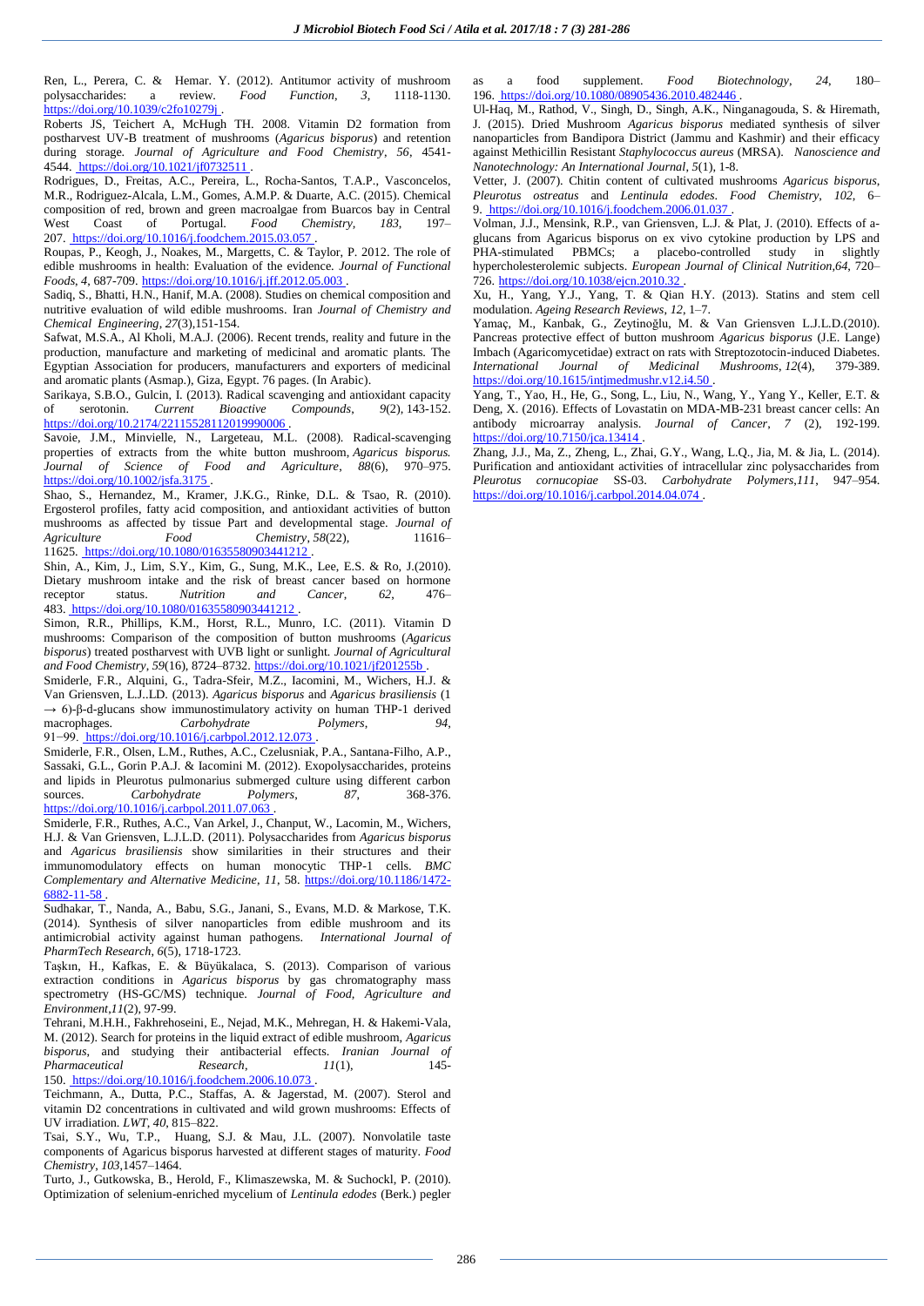Ren, L., Perera, C. & Hemar. Y. (2012). Antitumor activity of mushroom polysaccharides: a review. *Food Function*, *3*, 1118-1130. https://doi.org/10.1039/c2fo10279j .

Roberts JS, Teichert A, McHugh TH. 2008. Vitamin D2 formation from postharvest UV-B treatment of mushrooms (*Agaricus bisporus*) and retention during storage. *Journal of Agriculture and Food Chemistry*, *56*, 4541-4544. https://doi.org/10.1021/jf0732511 .

Rodrigues, D., Freitas, A.C., Pereira, L., Rocha-Santos, T.A.P., Vasconcelos, M.R., Rodriguez-Alcala, L.M., Gomes, A.M.P. & Duarte, A.C. (2015). Chemical composition of red, brown and green macroalgae from Buarcos bay in Central West Coast of Portugal. *Food Chemistry*, *183*, 197–207. https://doi.org/10.1016/j.foodchem.2015.03.057 .

Roupas, P., Keogh, J., Noakes, M., Margetts, C. & Taylor, P. 2012. The role of edible mushrooms in health: Evaluation of the evidence. *Journal of Functional Foods*, *4*, 687-709. https://doi.org/10.1016/j.jff.2012.05.003 .

Sadiq, S., Bhatti, H.N., Hanif, M.A. (2008). Studies on chemical composition and nutritive evaluation of wild edible mushrooms. Iran *Journal of Chemistry and Chemical Engineering*, *27*(3),151-154.

Safwat, M.S.A., Al Kholi, M.A.J. (2006). Recent trends, reality and future in the production, manufacture and marketing of medicinal and aromatic plants. The Egyptian Association for producers, manufacturers and exporters of medicinal and aromatic plants (Asmap.), Giza, Egypt. 76 pages. (In Arabic).

Sarikaya, S.B.O., Gulcin, I. (2013). Radical scavenging and antioxidant capacity of serotonin. *Current Bioactive Compounds*, *9*(2), 143-152. https://doi.org/10.2174/22115528112019990006 .

Savoie, J.M., Minvielle, N., Largeteau, M.L. (2008). Radical-scavenging properties of extracts from the white button mushroom, *Agaricus bisporus. Journal of Science of Food and Agriculture*, *88*(6), 970–975. https://doi.org/10.1002/jsfa.3175 .

Shao, S., Hernandez, M., Kramer, J.K.G., Rinke, D.L. & Tsao, R. (2010). Ergosterol profiles, fatty acid composition, and antioxidant activities of button mushrooms as affected by tissue Part and developmental stage. *Journal of Agriculture Food Chemistry*, *58*(22), 11616–11625. https://doi.org/10.1080/01635580903441212 .

Shin, A., Kim, J., Lim, S.Y., Kim, G., Sung, M.K., Lee, E.S. & Ro, J.(2010). Dietary mushroom intake and the risk of breast cancer based on hormone receptor status. *Nutrition and Cancer*, *62*, 476–483. https://doi.org/10.1080/01635580903441212 .

Simon, R.R., Phillips, K.M., Horst, R.L., Munro, I.C. (2011). Vitamin D mushrooms: Comparison of the composition of button mushrooms (*Agaricus bisporus*) treated postharvest with UVB light or sunlight. *Journal of Agricultural and Food Chemistry*, *59*(16), 8724–8732. https://doi.org/10.1021/jf201255b .

Smiderle, F.R., Alquini, G., Tadra-Sfeir, M.Z., Iacomini, M., Wichers, H.J. & Van Griensven, L.J..LD. (2013). *Agaricus bisporus* and *Agaricus brasiliensis* (1 → 6)-β-d-glucans show immunostimulatory activity on human THP-1 derived macrophages. *Carbohydrate Polymers*, *94*, 91–99. https://doi.org/10.1016/j.carbpol.2012.12.073 .

Smiderle, F.R., Olsen, L.M., Ruthes, A.C., Czelusniak, P.A., Santana-Filho, A.P., Sassaki, G.L., Gorin P.A.J. & Iacomini M. (2012). Exopolysaccharides, proteins and lipids in Pleurotus pulmonarius submerged culture using different carbon sources. *Carbohydrate Polymers*, *87*, 368-376. https://doi.org/10.1016/j.carbpol.2011.07.063 .

Smiderle, F.R., Ruthes, A.C., Van Arkel, J., Chanput, W., Lacomin, M., Wichers, H.J. & Van Griensven, L.J.L.D. (2011). Polysaccharides from *Agaricus bisporus* and *Agaricus brasiliensis* show similarities in their structures and their immunomodulatory effects on human monocytic THP-1 cells. *BMC Complementary and Alternative Medicine*, *11*, 58. https://doi.org/10.1186/1472-6882-11-58 .

Sudhakar, T., Nanda, A., Babu, S.G., Janani, S., Evans, M.D. & Markose, T.K. (2014). Synthesis of silver nanoparticles from edible mushroom and its antimicrobial activity against human pathogens. *International Journal of PharmTech Research*, *6*(5), 1718-1723.

Taşkın, H., Kafkas, E. & Büyükalaca, S. (2013). Comparison of various extraction conditions in *Agaricus bisporus* by gas chromatography mass spectrometry (HS-GC/MS) technique. *Journal of Food, Agriculture and Environment*,*11*(2), 97-99.

Tehrani, M.H.H., Fakhrehoseini, E., Nejad, M.K., Mehregan, H. & Hakemi-Vala, M. (2012). Search for proteins in the liquid extract of edible mushroom, *Agaricus bisporus*, and studying their antibacterial effects. *Iranian Journal of Pharmaceutical Research*, *11*(1), 145-150. https://doi.org/10.1016/j.foodchem.2006.10.073 .

Teichmann, A., Dutta, P.C., Staffas, A. & Jagerstad, M. (2007). Sterol and vitamin D2 concentrations in cultivated and wild grown mushrooms: Effects of UV irradiation. *LWT*, *40*, 815–822.

Tsai, S.Y., Wu, T.P., Huang, S.J. & Mau, J.L. (2007). Nonvolatile taste components of Agaricus bisporus harvested at different stages of maturity. *Food Chemistry*, *103*,1457–1464.

Turto, J., Gutkowska, B., Herold, F., Klimaszewska, M. & Suchockl, P. (2010). Optimization of selenium-enriched mycelium of *Lentinula edodes* (Berk.) pegler as a food supplement. *Food Biotechnology*, *24*, 180–196. https://doi.org/10.1080/08905436.2010.482446 .

Ul-Haq, M., Rathod, V., Singh, D., Singh, A.K., Ninganagouda, S. & Hiremath, J. (2015). Dried Mushroom *Agaricus bisporus* mediated synthesis of silver nanoparticles from Bandipora District (Jammu and Kashmir) and their efficacy against Methicillin Resistant *Staphylococcus aureus* (MRSA). *Nanoscience and Nanotechnology: An International Journal*, *5*(1), 1-8.

Vetter, J. (2007). Chitin content of cultivated mushrooms *Agaricus bisporus*, *Pleurotus ostreatus* and *Lentinula edodes*. *Food Chemistry*, *102*, 6–9. https://doi.org/10.1016/j.foodchem.2006.01.037 .

Volman, J.J., Mensink, R.P., van Griensven, L.J. & Plat, J. (2010). Effects of a-glucans from Agaricus bisporus on ex vivo cytokine production by LPS and PHA-stimulated PBMCs; a placebo-controlled study in slightly hypercholesterolemic subjects. *European Journal of Clinical Nutrition*,*64*, 720–726. https://doi.org/10.1038/ejcn.2010.32 .

Xu, H., Yang, Y.J., Yang, T. & Qian H.Y. (2013). Statins and stem cell modulation. *Ageing Research Reviews*, *12*, 1–7.

Yamaç, M., Kanbak, G., Zeytinoğlu, M. & Van Griensven L.J.L.D.(2010). Pancreas protective effect of button mushroom *Agaricus bisporus* (J.E. Lange) Imbach (Agaricomycetidae) extract on rats with Streptozotocin-induced Diabetes. *International Journal of Medicinal Mushrooms*, *12*(4), 379-389. https://doi.org/10.1615/intjmedmushr.v12.i4.50 .

Yang, T., Yao, H., He, G., Song, L., Liu, N., Wang, Y., Yang Y., Keller, E.T. & Deng, X. (2016). Effects of Lovastatin on MDA-MB-231 breast cancer cells: An antibody microarray analysis. *Journal of Cancer*, *7* (2), 192-199. https://doi.org/10.7150/jca.13414 .

Zhang, J.J., Ma, Z., Zheng, L., Zhai, G.Y., Wang, L.Q., Jia, M. & Jia, L. (2014). Purification and antioxidant activities of intracellular zinc polysaccharides from *Pleurotus cornucopiae* SS-03. *Carbohydrate Polymers*,*111*, 947–954. https://doi.org/10.1016/j.carbpol.2014.04.074 .